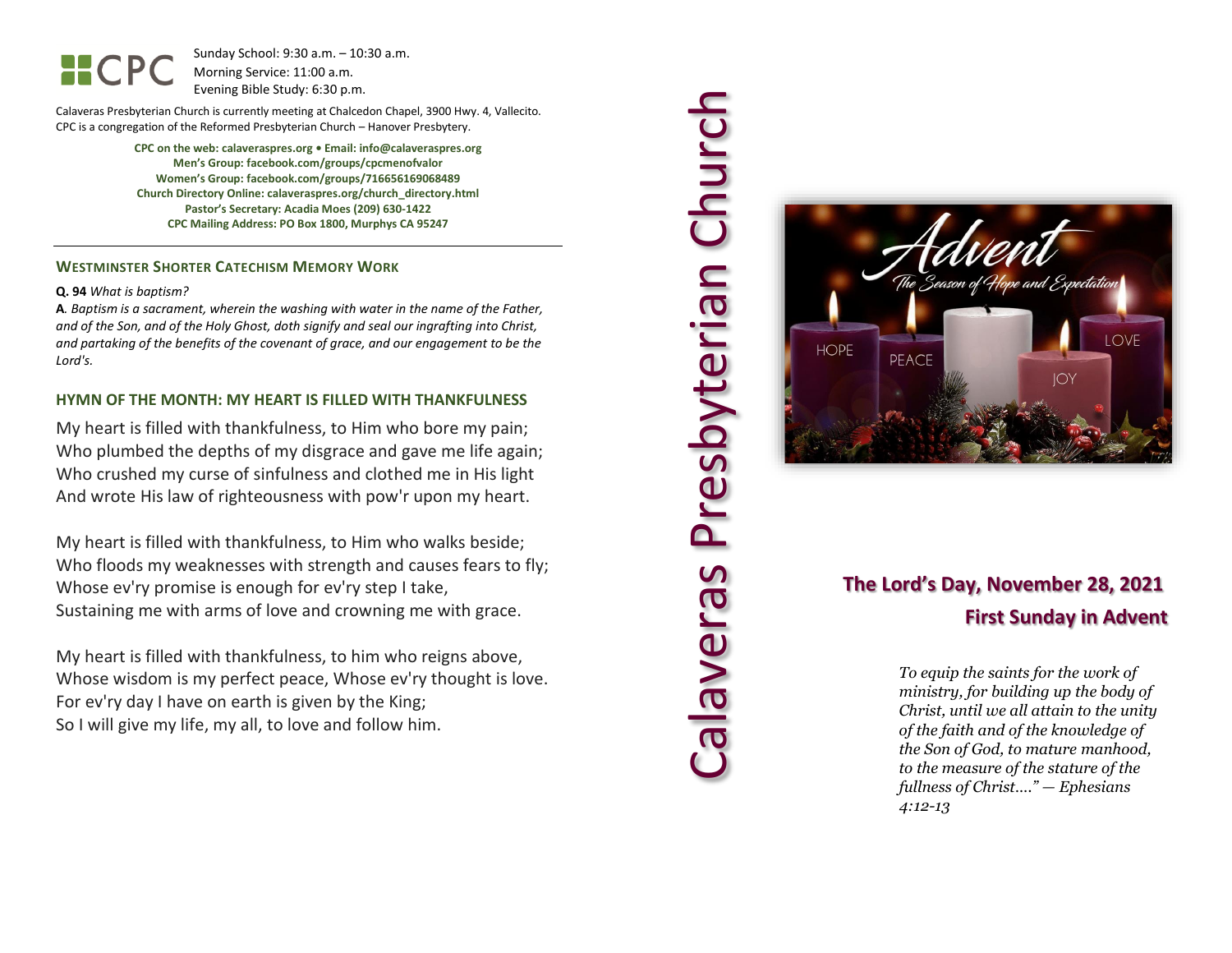CPC

Sunday School: 9:30 a.m. – 10:30 a.m.
Morning Service: 11:00 a.m.
Evening Bible Study: 6:30 p.m.

Calaveras Presbyterian Church is currently meeting at Chalcedon Chapel, 3900 Hwy. 4, Vallecito.
CPC is a congregation of the Reformed Presbyterian Church – Hanover Presbytery.

**CPC on the web: calaveraspres.org • Email: info@calaveraspres.org**
**Men's Group: facebook.com/groups/cpcmenofvalor**
**Women's Group: facebook.com/groups/716656169068489**
**Church Directory Online: calaveraspres.org/church_directory.html**
**Pastor's Secretary: Acadia Moes (209) 630-1422**
**CPC Mailing Address: PO Box 1800, Murphys CA 95247**

---

## WESTMINSTER SHORTER CATECHISM MEMORY WORK

**Q. 94** *What is baptism?*

**A***. Baptism is a sacrament, wherein the washing with water in the name of the Father, and of the Son, and of the Holy Ghost, doth signify and seal our ingrafting into Christ, and partaking of the benefits of the covenant of grace, and our engagement to be the Lord's.*

## HYMN OF THE MONTH: MY HEART IS FILLED WITH THANKFULNESS

My heart is filled with thankfulness, to Him who bore my pain;
Who plumbed the depths of my disgrace and gave me life again;
Who crushed my curse of sinfulness and clothed me in His light
And wrote His law of righteousness with pow'r upon my heart.

My heart is filled with thankfulness, to Him who walks beside;
Who floods my weaknesses with strength and causes fears to fly;
Whose ev'ry promise is enough for ev'ry step I take,
Sustaining me with arms of love and crowning me with grace.

My heart is filled with thankfulness, to him who reigns above,
Whose wisdom is my perfect peace, Whose ev'ry thought is love.
For ev'ry day I have on earth is given by the King;
So I will give my life, my all, to love and follow him.

# Calaveras Presbyterian Church

Advent
The Season of Hope and Expectation

HOPE PEACE JOY LOVE

## The Lord's Day, November 28, 2021
## First Sunday in Advent

*To equip the saints for the work of ministry, for building up the body of Christ, until we all attain to the unity of the faith and of the knowledge of the Son of God, to mature manhood, to the measure of the stature of the fullness of Christ...." — Ephesians 4:12-13*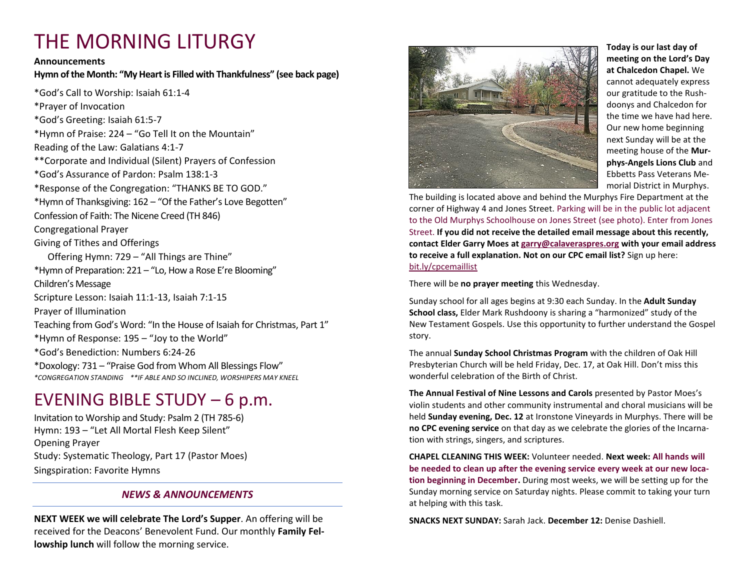# THE MORNING LITURGY

**Announcements**

**Hymn of the Month: "My Heart is Filled with Thankfulness" (see back page)**

*God's Call to Worship: Isaiah 61:1-4
*Prayer of Invocation
*God's Greeting: Isaiah 61:5-7
*Hymn of Praise: 224 – "Go Tell It on the Mountain"
Reading of the Law: Galatians 4:1-7
**Corporate and Individual (Silent) Prayers of Confession
*God's Assurance of Pardon: Psalm 138:1-3
*Response of the Congregation: "THANKS BE TO GOD."
*Hymn of Thanksgiving: 162 – "Of the Father's Love Begotten"
Confession of Faith: The Nicene Creed (TH 846)
Congregational Prayer
Giving of Tithes and Offerings
  Offering Hymn: 729 – "All Things are Thine"
*Hymn of Preparation: 221 – "Lo, How a Rose E're Blooming"
Children's Message
Scripture Lesson: Isaiah 11:1-13, Isaiah 7:1-15
Prayer of Illumination
Teaching from God's Word: "In the House of Isaiah for Christmas, Part 1"
*Hymn of Response: 195 – "Joy to the World"
*God's Benediction: Numbers 6:24-26
*Doxology: 731 – "Praise God from Whom All Blessings Flow"

*\*CONGREGATION STANDING  \*\*IF ABLE AND SO INCLINED, WORSHIPERS MAY KNEEL*

# EVENING BIBLE STUDY – 6 p.m.

Invitation to Worship and Study: Psalm 2 (TH 785-6)
Hymn: 193 – "Let All Mortal Flesh Keep Silent"
Opening Prayer
Study: Systematic Theology, Part 17 (Pastor Moes)
Singspiration: Favorite Hymns

## *NEWS & ANNOUNCEMENTS*

**NEXT WEEK we will celebrate The Lord's Supper**. An offering will be received for the Deacons' Benevolent Fund. Our monthly **Family Fellowship lunch** will follow the morning service.

**Today is our last day of meeting on the Lord's Day at Chalcedon Chapel.** We cannot adequately express our gratitude to the Rushdoonys and Chalcedon for the time we have had here. Our new home beginning next Sunday will be at the meeting house of the **Murphys-Angels Lions Club** and Ebbetts Pass Veterans Memorial District in Murphys. The building is located above and behind the Murphys Fire Department at the corner of Highway 4 and Jones Street. Parking will be in the public lot adjacent to the Old Murphys Schoolhouse on Jones Street (see photo). Enter from Jones Street. **If you did not receive the detailed email message about this recently, contact Elder Garry Moes at garry@calaveraspres.org with your email address to receive a full explanation. Not on our CPC email list?** Sign up here: bit.ly/cpcemaillist

There will be **no prayer meeting** this Wednesday.

Sunday school for all ages begins at 9:30 each Sunday. In the **Adult Sunday School class,** Elder Mark Rushdoony is sharing a "harmonized" study of the New Testament Gospels. Use this opportunity to further understand the Gospel story.

The annual **Sunday School Christmas Program** with the children of Oak Hill Presbyterian Church will be held Friday, Dec. 17, at Oak Hill. Don't miss this wonderful celebration of the Birth of Christ.

**The Annual Festival of Nine Lessons and Carols** presented by Pastor Moes's violin students and other community instrumental and choral musicians will be held **Sunday evening, Dec. 12** at Ironstone Vineyards in Murphys. There will be **no CPC evening service** on that day as we celebrate the glories of the Incarnation with strings, singers, and scriptures.

**CHAPEL CLEANING THIS WEEK:** Volunteer needed. **Next week: All hands will be needed to clean up after the evening service every week at our new location beginning in December.** During most weeks, we will be setting up for the Sunday morning service on Saturday nights. Please commit to taking your turn at helping with this task.

**SNACKS NEXT SUNDAY:** Sarah Jack. **December 12:** Denise Dashiell.